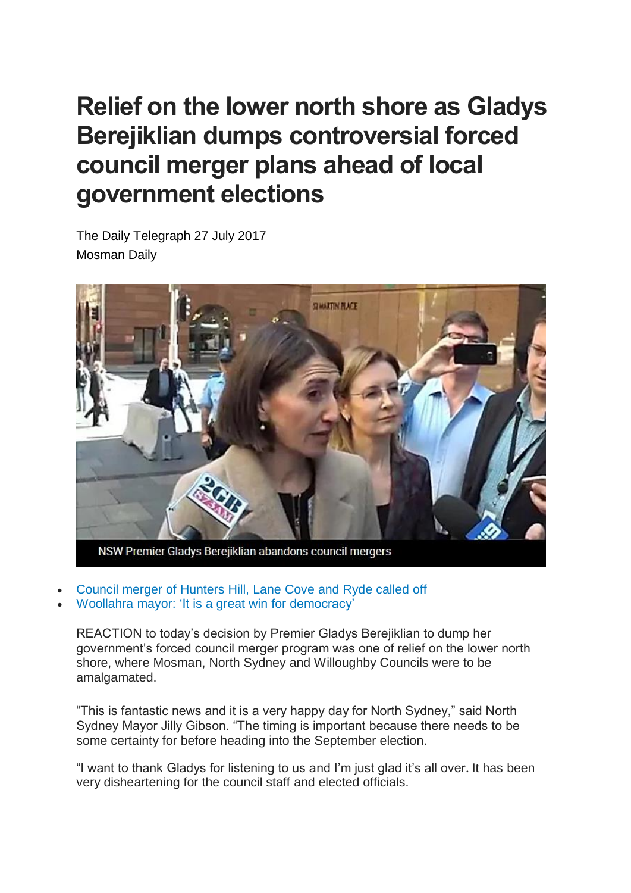# Relief on the lower north shore as Gladys Berejiklian dumps controversial forced council merger plans ahead of local government elections

The Daily Telegraph 27 July 2017
Mosman Daily

NSW Premier Gladys Berejiklian abandons council mergers

- Council merger of Hunters Hill, Lane Cove and Ryde called off
- Woollahra mayor: 'It is a great win for democracy'

REACTION to today's decision by Premier Gladys Berejiklian to dump her government's forced council merger program was one of relief on the lower north shore, where Mosman, North Sydney and Willoughby Councils were to be amalgamated.

"This is fantastic news and it is a very happy day for North Sydney," said North Sydney Mayor Jilly Gibson. "The timing is important because there needs to be some certainty for before heading into the September election.

"I want to thank Gladys for listening to us and I'm just glad it's all over. It has been very disheartening for the council staff and elected officials.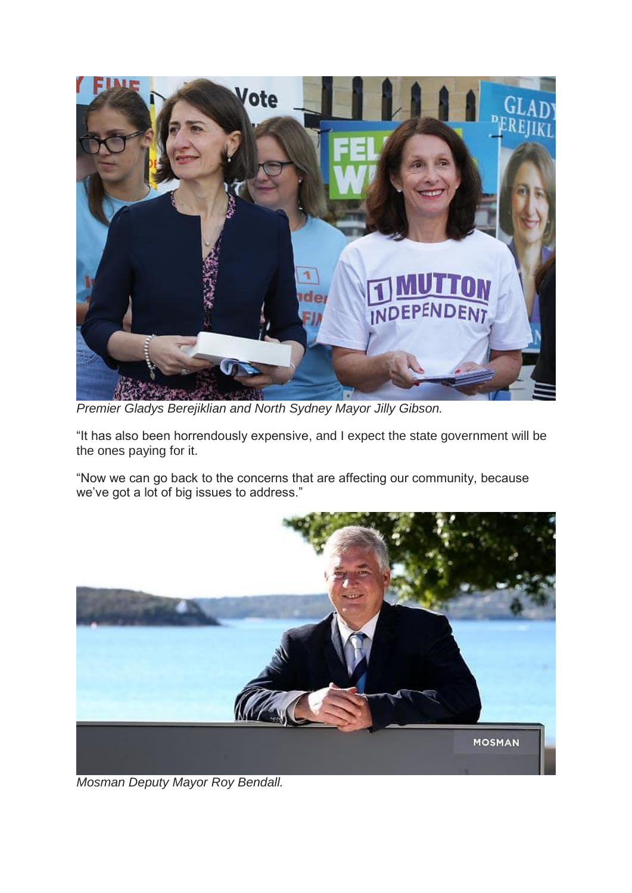*Premier Gladys Berejiklian and North Sydney Mayor Jilly Gibson.*

"It has also been horrendously expensive, and I expect the state government will be the ones paying for it.

"Now we can go back to the concerns that are affecting our community, because we've got a lot of big issues to address."

*Mosman Deputy Mayor Roy Bendall.*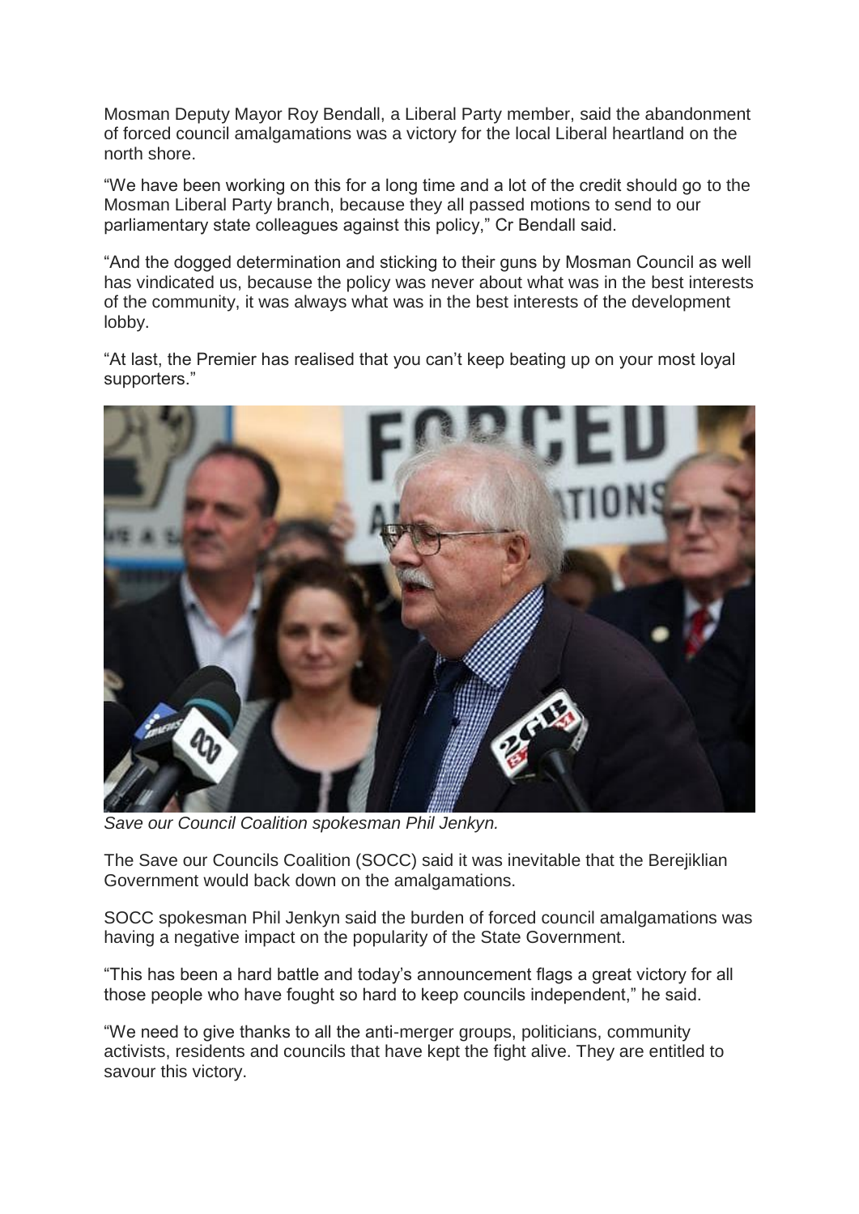Mosman Deputy Mayor Roy Bendall, a Liberal Party member, said the abandonment of forced council amalgamations was a victory for the local Liberal heartland on the north shore.

"We have been working on this for a long time and a lot of the credit should go to the Mosman Liberal Party branch, because they all passed motions to send to our parliamentary state colleagues against this policy," Cr Bendall said.

"And the dogged determination and sticking to their guns by Mosman Council as well has vindicated us, because the policy was never about what was in the best interests of the community, it was always what was in the best interests of the development lobby.

"At last, the Premier has realised that you can't keep beating up on your most loyal supporters."

*Save our Council Coalition spokesman Phil Jenkyn.*

The Save our Councils Coalition (SOCC) said it was inevitable that the Berejiklian Government would back down on the amalgamations.

SOCC spokesman Phil Jenkyn said the burden of forced council amalgamations was having a negative impact on the popularity of the State Government.

"This has been a hard battle and today's announcement flags a great victory for all those people who have fought so hard to keep councils independent," he said.

"We need to give thanks to all the anti-merger groups, politicians, community activists, residents and councils that have kept the fight alive. They are entitled to savour this victory.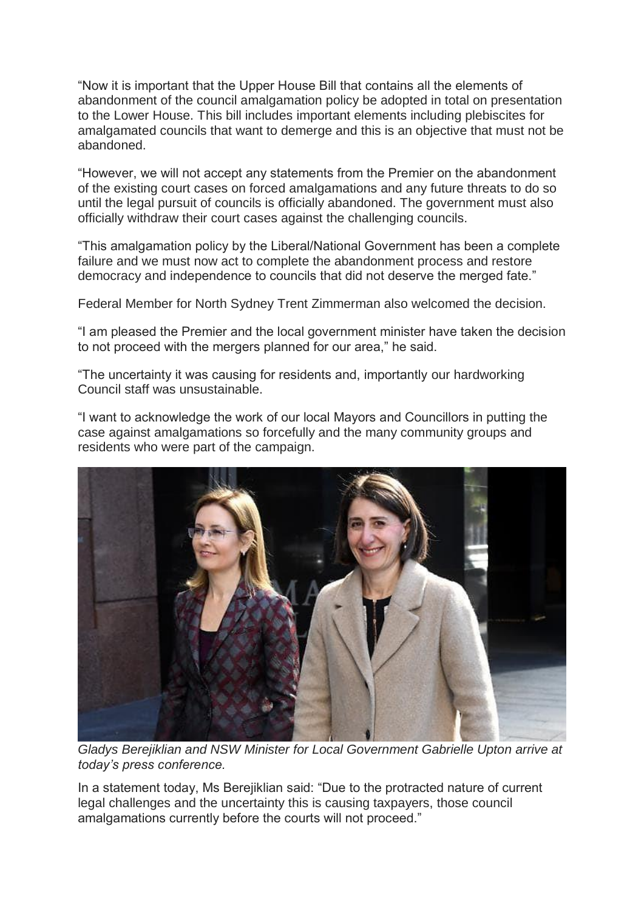"Now it is important that the Upper House Bill that contains all the elements of abandonment of the council amalgamation policy be adopted in total on presentation to the Lower House. This bill includes important elements including plebiscites for amalgamated councils that want to demerge and this is an objective that must not be abandoned.

"However, we will not accept any statements from the Premier on the abandonment of the existing court cases on forced amalgamations and any future threats to do so until the legal pursuit of councils is officially abandoned. The government must also officially withdraw their court cases against the challenging councils.

"This amalgamation policy by the Liberal/National Government has been a complete failure and we must now act to complete the abandonment process and restore democracy and independence to councils that did not deserve the merged fate."

Federal Member for North Sydney Trent Zimmerman also welcomed the decision.

"I am pleased the Premier and the local government minister have taken the decision to not proceed with the mergers planned for our area," he said.

"The uncertainty it was causing for residents and, importantly our hardworking Council staff was unsustainable.

"I want to acknowledge the work of our local Mayors and Councillors in putting the case against amalgamations so forcefully and the many community groups and residents who were part of the campaign.

*Gladys Berejiklian and NSW Minister for Local Government Gabrielle Upton arrive at today's press conference.*

In a statement today, Ms Berejiklian said: "Due to the protracted nature of current legal challenges and the uncertainty this is causing taxpayers, those council amalgamations currently before the courts will not proceed."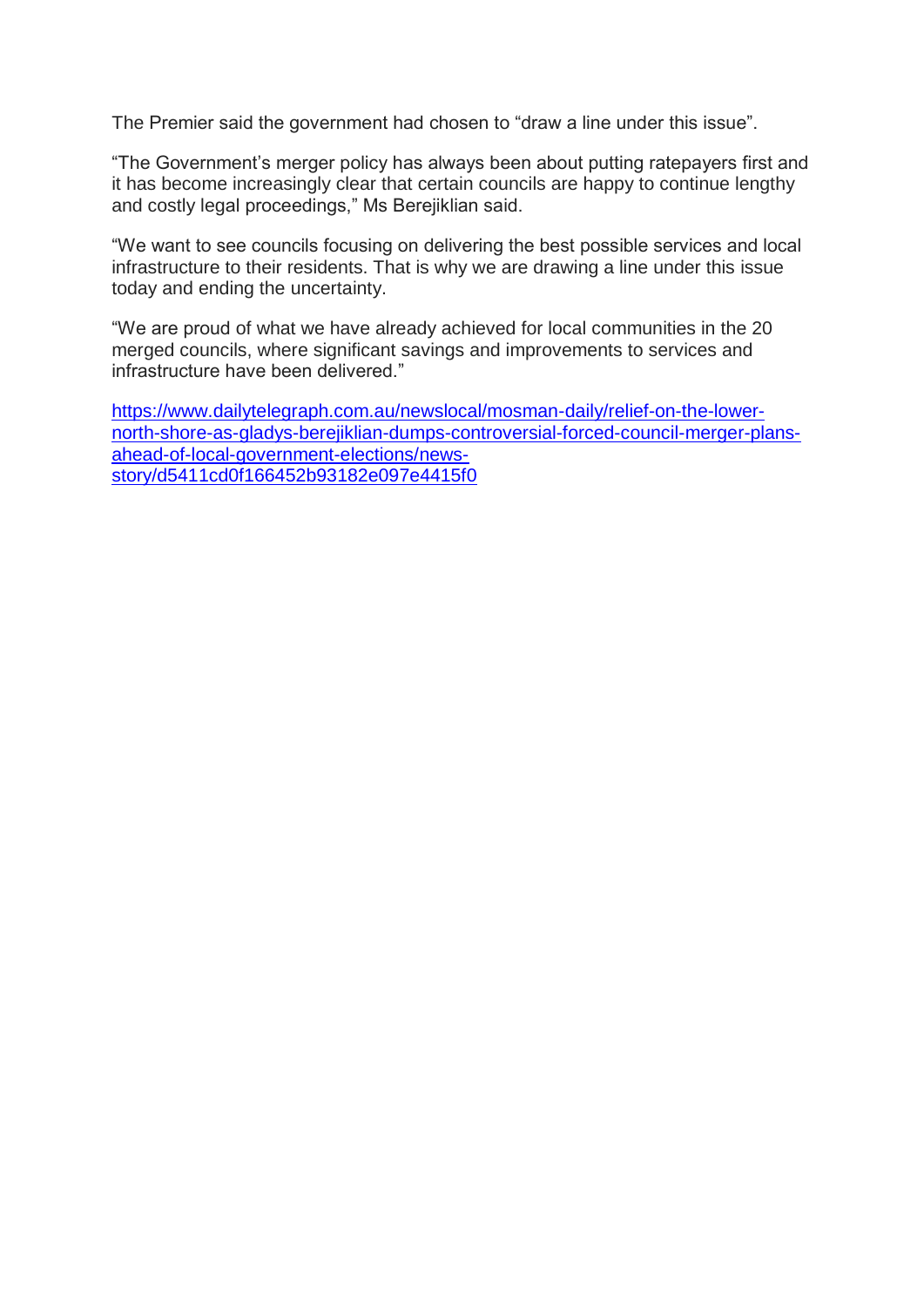The Premier said the government had chosen to "draw a line under this issue".

"The Government's merger policy has always been about putting ratepayers first and it has become increasingly clear that certain councils are happy to continue lengthy and costly legal proceedings," Ms Berejiklian said.

"We want to see councils focusing on delivering the best possible services and local infrastructure to their residents. That is why we are drawing a line under this issue today and ending the uncertainty.

"We are proud of what we have already achieved for local communities in the 20 merged councils, where significant savings and improvements to services and infrastructure have been delivered."

https://www.dailytelegraph.com.au/newslocal/mosman-daily/relief-on-the-lower-north-shore-as-gladys-berejiklian-dumps-controversial-forced-council-merger-plans-ahead-of-local-government-elections/news-story/d5411cd0f166452b93182e097e4415f0